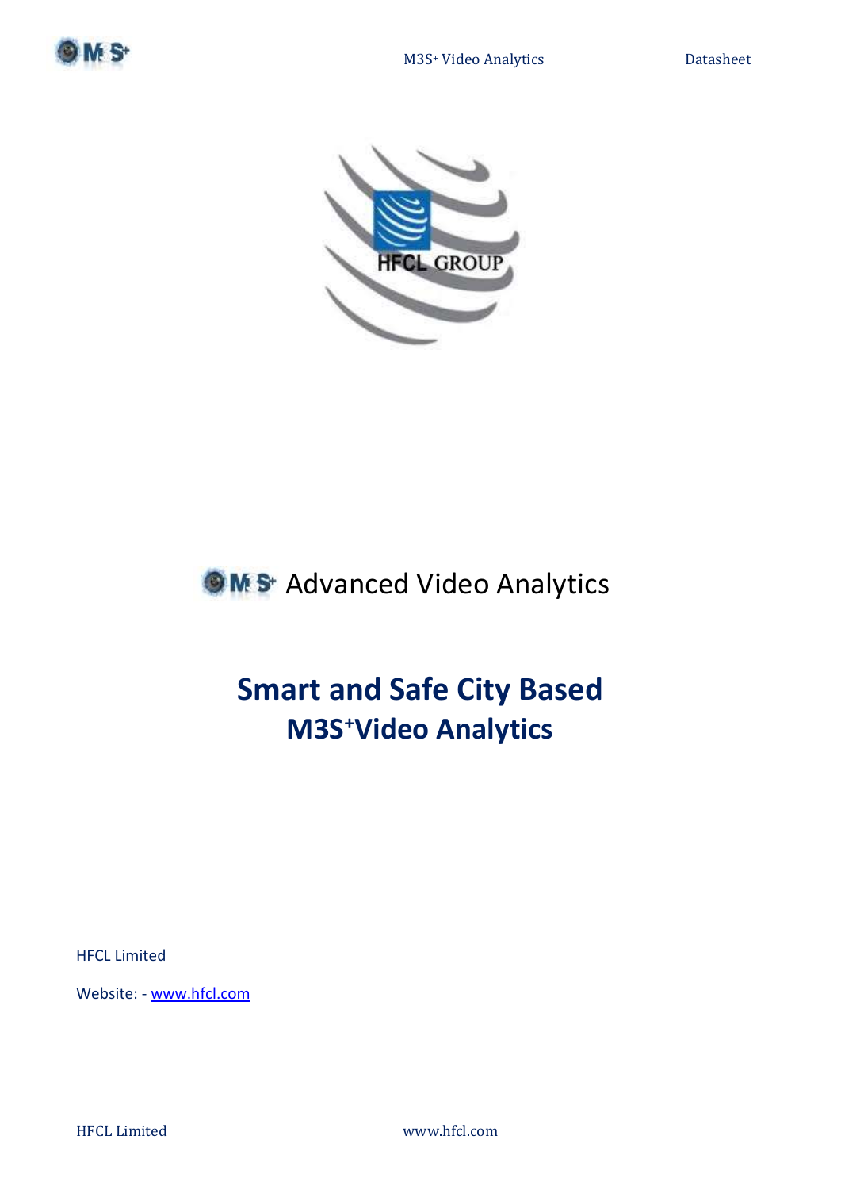M3S+ Advanced Video Analytics

# Smart and Safe City Based

## M3S+Video Analytics

HFCL Limited

Website: - [www.hfcl.com](http://www.hfcl.com)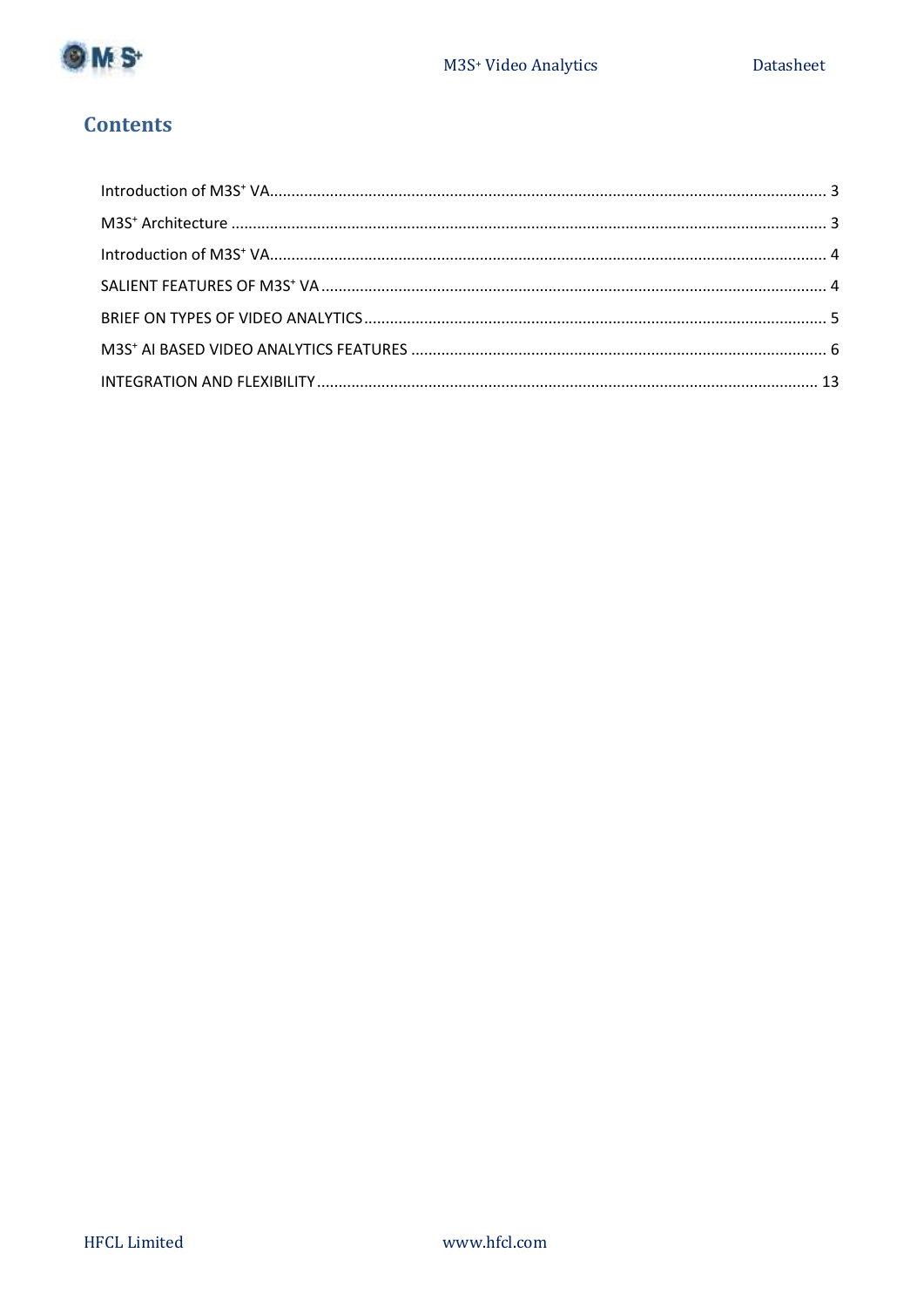## Contents

Introduction of M3S+ VA........................................................................................................................................ 3

M3S+ Architecture ................................................................................................................................................ 3

Introduction of M3S+ VA........................................................................................................................................ 4

SALIENT FEATURES OF M3S+ VA ......................................................................................................................... 4

BRIEF ON TYPES OF VIDEO ANALYTICS ............................................................................................................. 5

M3S+ AI BASED VIDEO ANALYTICS FEATURES .................................................................................................. 6

INTEGRATION AND FLEXIBILITY ........................................................................................................................ 13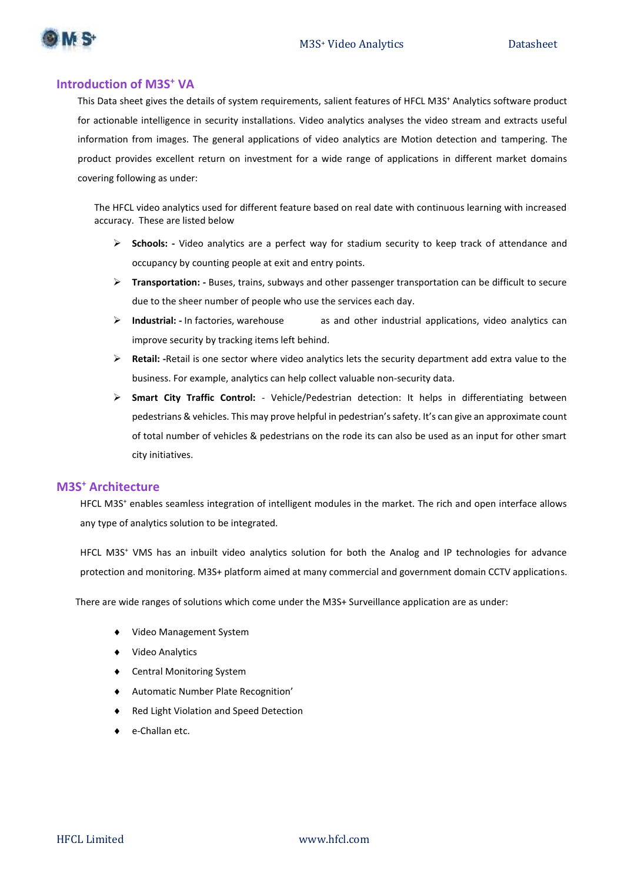## Introduction of M3S+ VA

This Data sheet gives the details of system requirements, salient features of HFCL M3S+ Analytics software product for actionable intelligence in security installations. Video analytics analyses the video stream and extracts useful information from images. The general applications of video analytics are Motion detection and tampering. The product provides excellent return on investment for a wide range of applications in different market domains covering following as under:

The HFCL video analytics used for different feature based on real date with continuous learning with increased accuracy. These are listed below

- **Schools: -** Video analytics are a perfect way for stadium security to keep track of attendance and occupancy by counting people at exit and entry points.
- **Transportation: -** Buses, trains, subways and other passenger transportation can be difficult to secure due to the sheer number of people who use the services each day.
- **Industrial: -** In factories, warehouse as and other industrial applications, video analytics can improve security by tracking items left behind.
- **Retail: -**Retail is one sector where video analytics lets the security department add extra value to the business. For example, analytics can help collect valuable non-security data.
- **Smart City Traffic Control:** - Vehicle/Pedestrian detection: It helps in differentiating between pedestrians & vehicles. This may prove helpful in pedestrian's safety. It's can give an approximate count of total number of vehicles & pedestrians on the rode its can also be used as an input for other smart city initiatives.

## M3S+ Architecture

HFCL M3S+ enables seamless integration of intelligent modules in the market. The rich and open interface allows any type of analytics solution to be integrated.

HFCL M3S+ VMS has an inbuilt video analytics solution for both the Analog and IP technologies for advance protection and monitoring. M3S+ platform aimed at many commercial and government domain CCTV applications.

There are wide ranges of solutions which come under the M3S+ Surveillance application are as under:

- Video Management System
- Video Analytics
- Central Monitoring System
- Automatic Number Plate Recognition'
- Red Light Violation and Speed Detection
- e-Challan etc.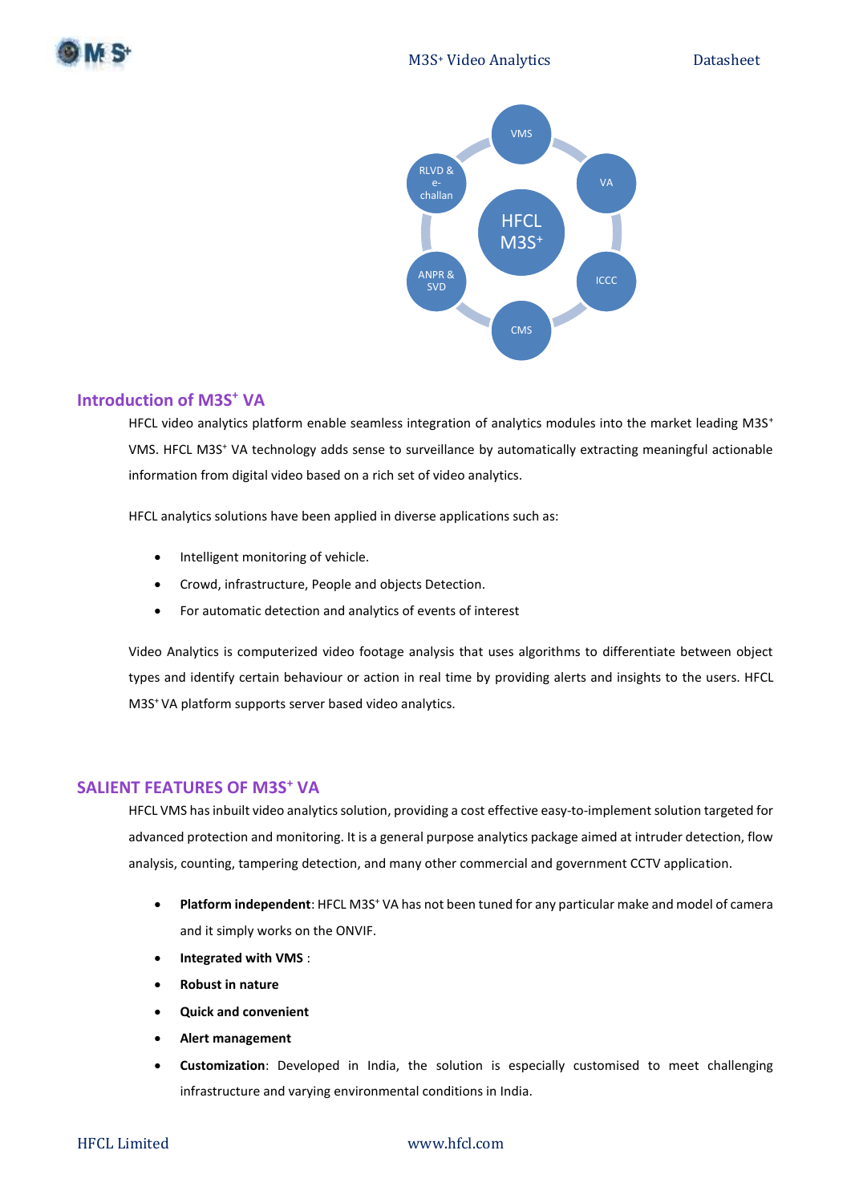HFCL M3S+

VMS

VA

ICCC

CMS

ANPR & SVD

RLVD & e-challan

## Introduction of M3S+ VA

HFCL video analytics platform enable seamless integration of analytics modules into the market leading M3S+ VMS. HFCL M3S+ VA technology adds sense to surveillance by automatically extracting meaningful actionable information from digital video based on a rich set of video analytics.

HFCL analytics solutions have been applied in diverse applications such as:

- Intelligent monitoring of vehicle.
- Crowd, infrastructure, People and objects Detection.
- For automatic detection and analytics of events of interest

Video Analytics is computerized video footage analysis that uses algorithms to differentiate between object types and identify certain behaviour or action in real time by providing alerts and insights to the users. HFCL M3S+ VA platform supports server based video analytics.

## SALIENT FEATURES OF M3S+ VA

HFCL VMS has inbuilt video analytics solution, providing a cost effective easy-to-implement solution targeted for advanced protection and monitoring. It is a general purpose analytics package aimed at intruder detection, flow analysis, counting, tampering detection, and many other commercial and government CCTV application.

- **Platform independent**: HFCL M3S+ VA has not been tuned for any particular make and model of camera and it simply works on the ONVIF.
- **Integrated with VMS** :
- **Robust in nature**
- **Quick and convenient**
- **Alert management**
- **Customization**: Developed in India, the solution is especially customised to meet challenging infrastructure and varying environmental conditions in India.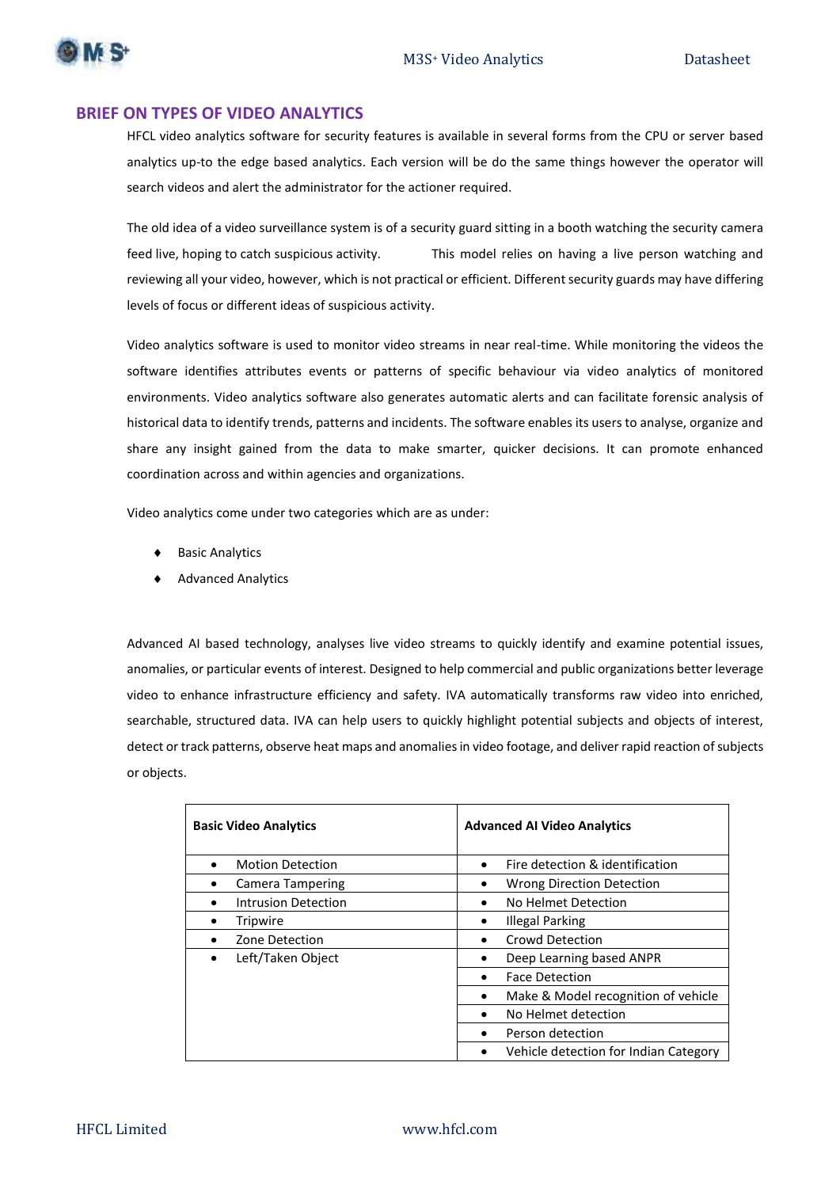## BRIEF ON TYPES OF VIDEO ANALYTICS

HFCL video analytics software for security features is available in several forms from the CPU or server based analytics up-to the edge based analytics. Each version will be do the same things however the operator will search videos and alert the administrator for the actioner required.

The old idea of a video surveillance system is of a security guard sitting in a booth watching the security camera feed live, hoping to catch suspicious activity. This model relies on having a live person watching and reviewing all your video, however, which is not practical or efficient. Different security guards may have differing levels of focus or different ideas of suspicious activity.

Video analytics software is used to monitor video streams in near real-time. While monitoring the videos the software identifies attributes events or patterns of specific behaviour via video analytics of monitored environments. Video analytics software also generates automatic alerts and can facilitate forensic analysis of historical data to identify trends, patterns and incidents. The software enables its users to analyse, organize and share any insight gained from the data to make smarter, quicker decisions. It can promote enhanced coordination across and within agencies and organizations.

Video analytics come under two categories which are as under:

- Basic Analytics
- Advanced Analytics

Advanced AI based technology, analyses live video streams to quickly identify and examine potential issues, anomalies, or particular events of interest. Designed to help commercial and public organizations better leverage video to enhance infrastructure efficiency and safety. IVA automatically transforms raw video into enriched, searchable, structured data. IVA can help users to quickly highlight potential subjects and objects of interest, detect or track patterns, observe heat maps and anomalies in video footage, and deliver rapid reaction of subjects or objects.

| **Basic Video Analytics** | **Advanced AI Video Analytics** |
|---|---|
| • Motion Detection | • Fire detection & identification |
| • Camera Tampering | • Wrong Direction Detection |
| • Intrusion Detection | • No Helmet Detection |
| • Tripwire | • Illegal Parking |
| • Zone Detection | • Crowd Detection |
| • Left/Taken Object | • Deep Learning based ANPR |
| | • Face Detection |
| | • Make & Model recognition of vehicle |
| | • No Helmet detection |
| | • Person detection |
| | • Vehicle detection for Indian Category |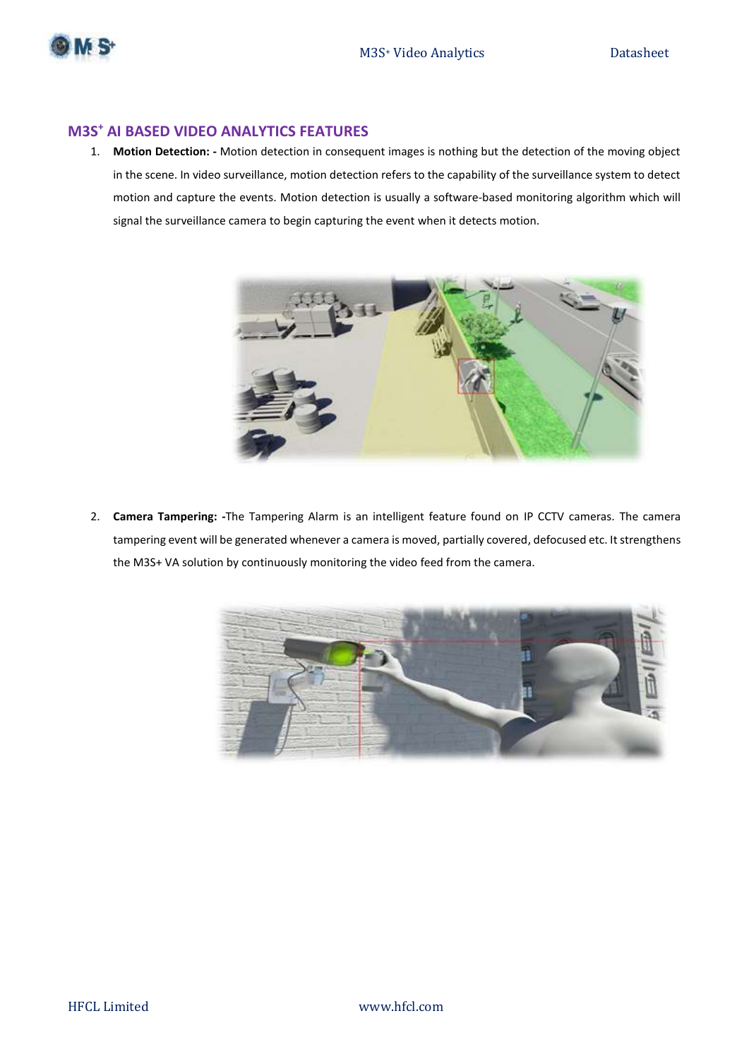## M3S+ AI BASED VIDEO ANALYTICS FEATURES

1. **Motion Detection: -** Motion detection in consequent images is nothing but the detection of the moving object in the scene. In video surveillance, motion detection refers to the capability of the surveillance system to detect motion and capture the events. Motion detection is usually a software-based monitoring algorithm which will signal the surveillance camera to begin capturing the event when it detects motion.

2. **Camera Tampering: -**The Tampering Alarm is an intelligent feature found on IP CCTV cameras. The camera tampering event will be generated whenever a camera is moved, partially covered, defocused etc. It strengthens the M3S+ VA solution by continuously monitoring the video feed from the camera.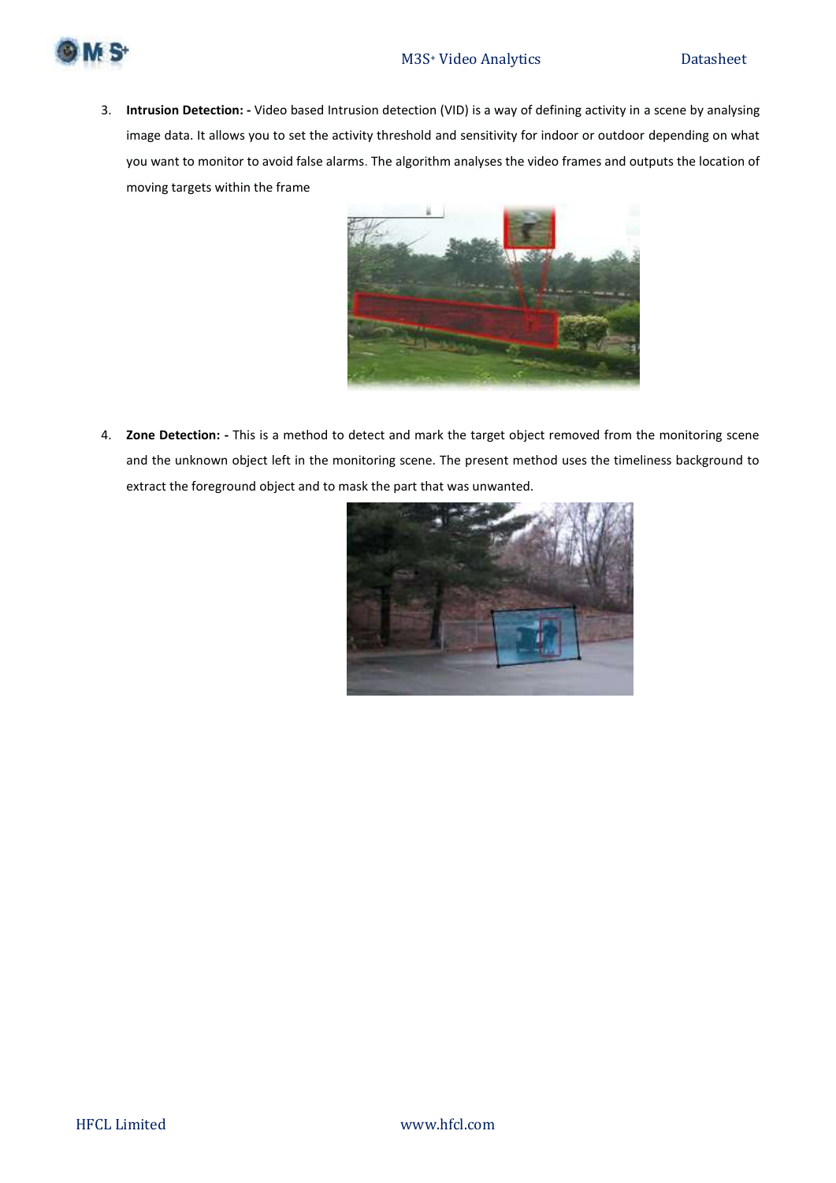3. **Intrusion Detection: -** Video based Intrusion detection (VID) is a way of defining activity in a scene by analysing image data. It allows you to set the activity threshold and sensitivity for indoor or outdoor depending on what you want to monitor to avoid false alarms. The algorithm analyses the video frames and outputs the location of moving targets within the frame

4. **Zone Detection: -** This is a method to detect and mark the target object removed from the monitoring scene and the unknown object left in the monitoring scene. The present method uses the timeliness background to extract the foreground object and to mask the part that was unwanted.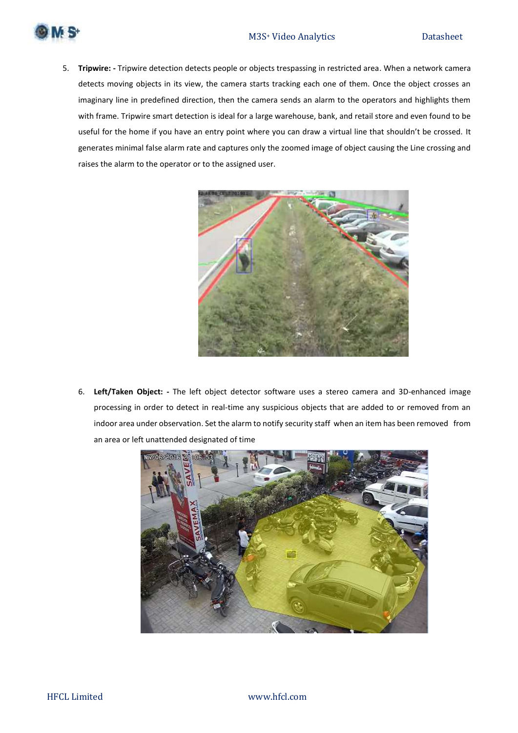5. **Tripwire: -** Tripwire detection detects people or objects trespassing in restricted area. When a network camera detects moving objects in its view, the camera starts tracking each one of them. Once the object crosses an imaginary line in predefined direction, then the camera sends an alarm to the operators and highlights them with frame. Tripwire smart detection is ideal for a large warehouse, bank, and retail store and even found to be useful for the home if you have an entry point where you can draw a virtual line that shouldn't be crossed. It generates minimal false alarm rate and captures only the zoomed image of object causing the Line crossing and raises the alarm to the operator or to the assigned user.

6. **Left/Taken Object: -** The left object detector software uses a stereo camera and 3D-enhanced image processing in order to detect in real-time any suspicious objects that are added to or removed from an indoor area under observation. Set the alarm to notify security staff when an item has been removed from an area or left unattended designated of time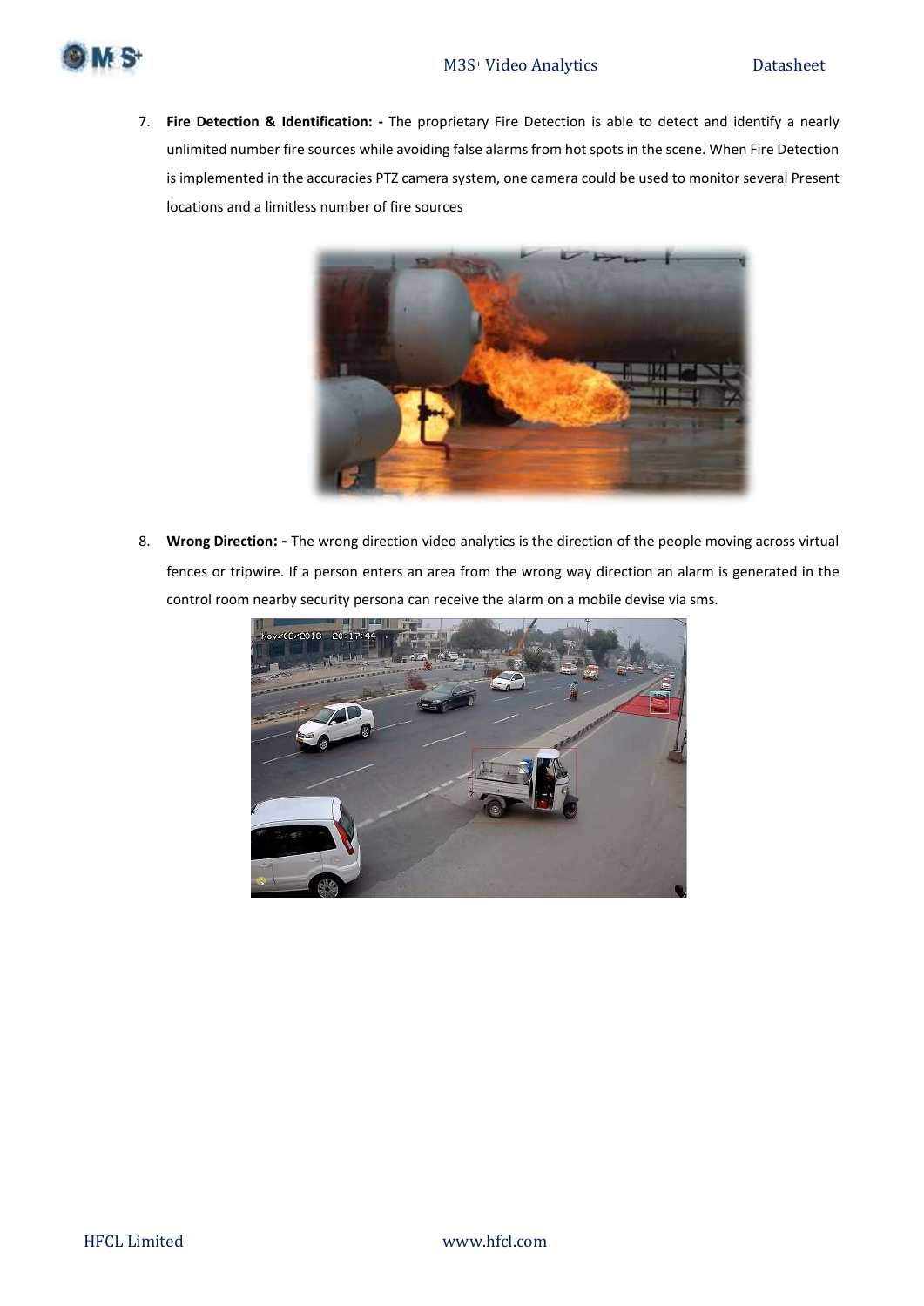7. **Fire Detection & Identification: -** The proprietary Fire Detection is able to detect and identify a nearly unlimited number fire sources while avoiding false alarms from hot spots in the scene. When Fire Detection is implemented in the accuracies PTZ camera system, one camera could be used to monitor several Present locations and a limitless number of fire sources

8. **Wrong Direction: -** The wrong direction video analytics is the direction of the people moving across virtual fences or tripwire. If a person enters an area from the wrong way direction an alarm is generated in the control room nearby security persona can receive the alarm on a mobile devise via sms.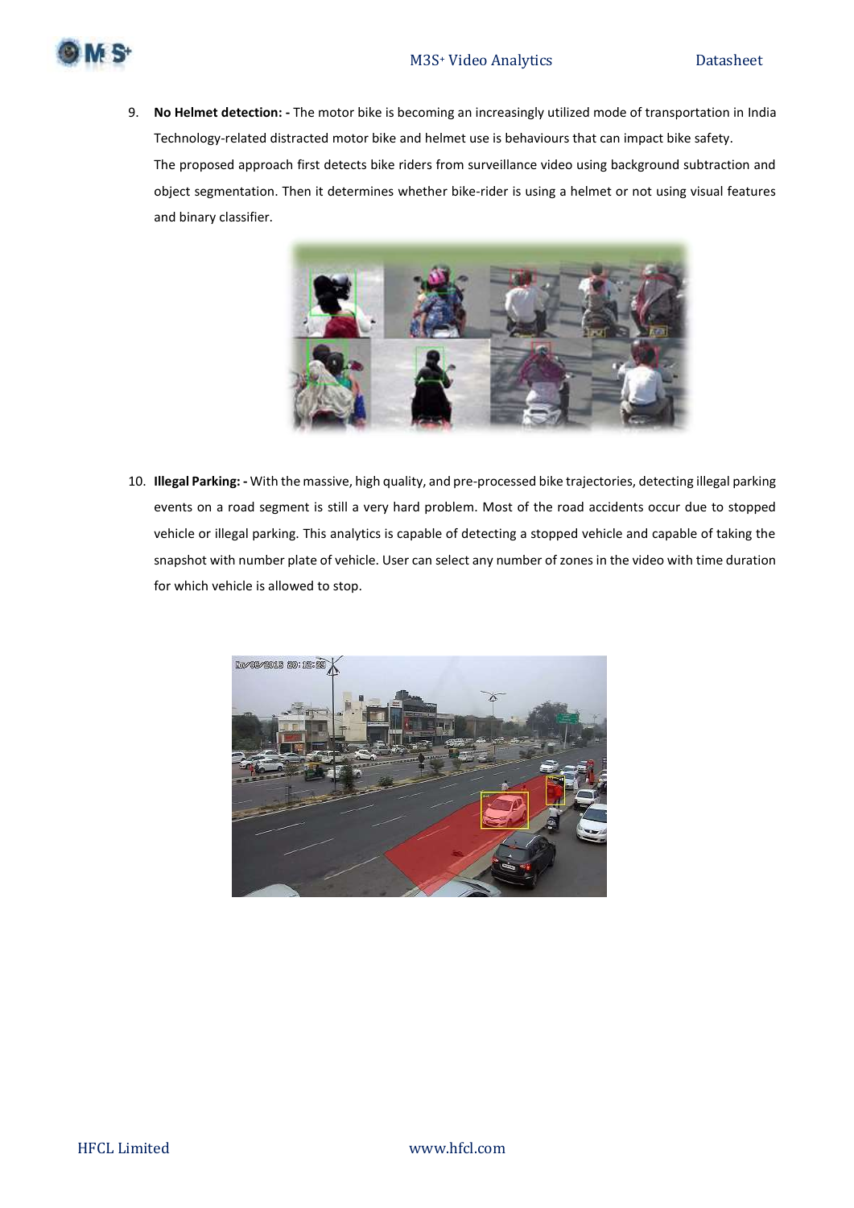9. **No Helmet detection: -** The motor bike is becoming an increasingly utilized mode of transportation in India Technology-related distracted motor bike and helmet use is behaviours that can impact bike safety.
   The proposed approach first detects bike riders from surveillance video using background subtraction and object segmentation. Then it determines whether bike-rider is using a helmet or not using visual features and binary classifier.

10. **Illegal Parking: -** With the massive, high quality, and pre-processed bike trajectories, detecting illegal parking events on a road segment is still a very hard problem. Most of the road accidents occur due to stopped vehicle or illegal parking. This analytics is capable of detecting a stopped vehicle and capable of taking the snapshot with number plate of vehicle. User can select any number of zones in the video with time duration for which vehicle is allowed to stop.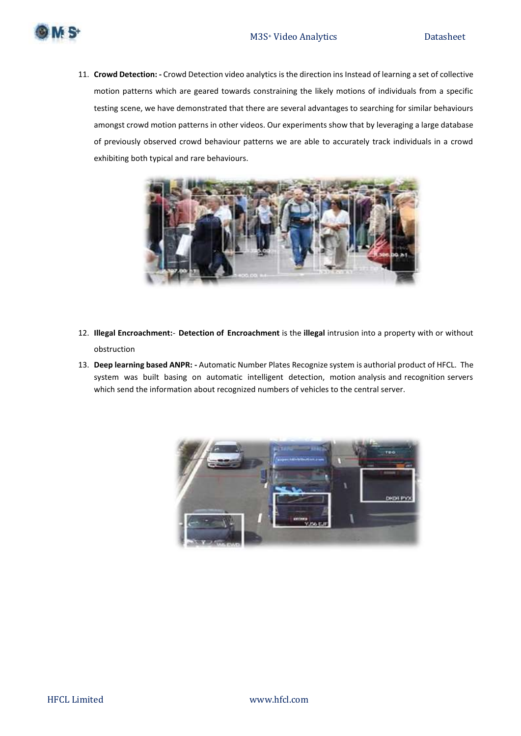11. **Crowd Detection: -** Crowd Detection video analytics is the direction ins Instead of learning a set of collective motion patterns which are geared towards constraining the likely motions of individuals from a specific testing scene, we have demonstrated that there are several advantages to searching for similar behaviours amongst crowd motion patterns in other videos. Our experiments show that by leveraging a large database of previously observed crowd behaviour patterns we are able to accurately track individuals in a crowd exhibiting both typical and rare behaviours.

12. **Illegal Encroachment:**- **Detection of Encroachment** is the **illegal** intrusion into a property with or without obstruction

13. **Deep learning based ANPR: -** Automatic Number Plates Recognize system is authorial product of HFCL. The system was built basing on automatic intelligent detection, motion analysis and recognition servers which send the information about recognized numbers of vehicles to the central server.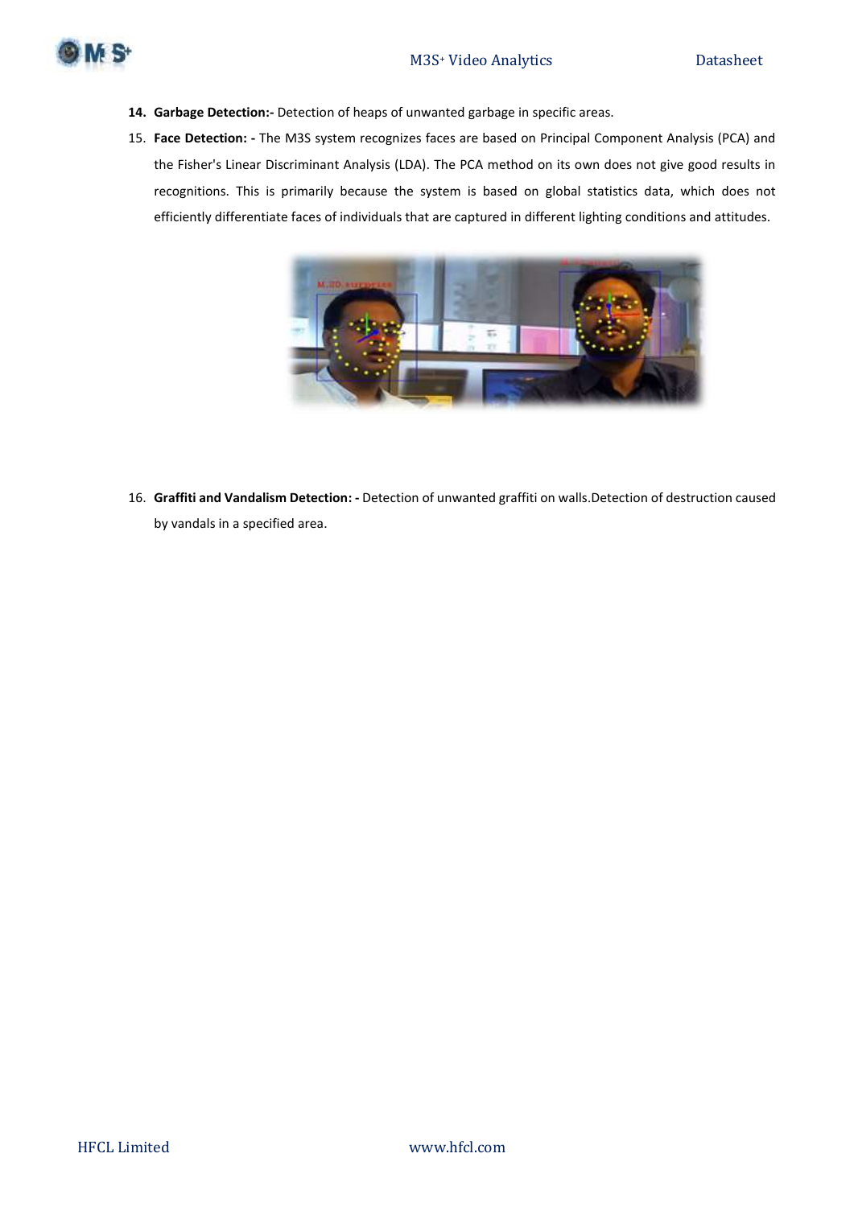14. **Garbage Detection:-** Detection of heaps of unwanted garbage in specific areas.
15. **Face Detection: -** The M3S system recognizes faces are based on Principal Component Analysis (PCA) and the Fisher's Linear Discriminant Analysis (LDA). The PCA method on its own does not give good results in recognitions. This is primarily because the system is based on global statistics data, which does not efficiently differentiate faces of individuals that are captured in different lighting conditions and attitudes.
16. **Graffiti and Vandalism Detection: -** Detection of unwanted graffiti on walls.Detection of destruction caused by vandals in a specified area.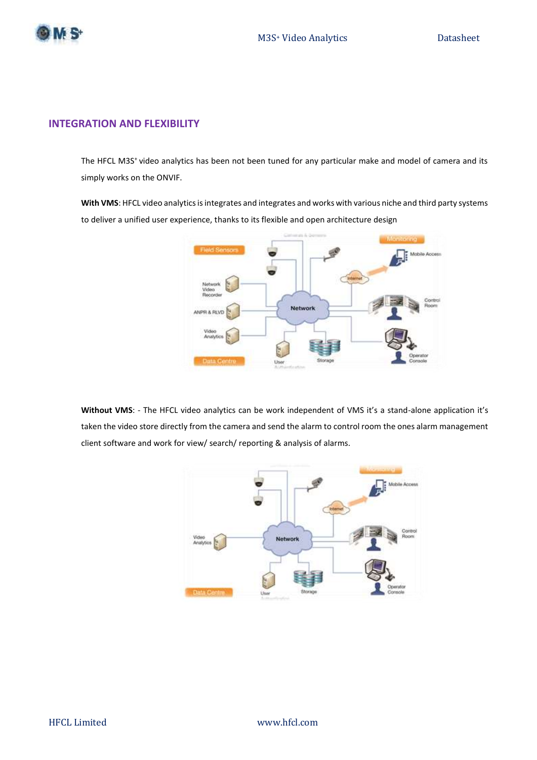## INTEGRATION AND FLEXIBILITY

The HFCL M3S+ video analytics has been not been tuned for any particular make and model of camera and its simply works on the ONVIF.

**With VMS**: HFCL video analytics is integrates and integrates and works with various niche and third party systems to deliver a unified user experience, thanks to its flexible and open architecture design

Cameras & Sensors
Monitoring
Field Sensors
Mobile Access
Internet
Network Video Recorder
Network
Control Room
ANPR & RLVD
Video Analytics
Operator Console
Data Centre
User Authentication
Storage

**Without VMS**: - The HFCL video analytics can be work independent of VMS it's a stand-alone application it's taken the video store directly from the camera and send the alarm to control room the ones alarm management client software and work for view/ search/ reporting & analysis of alarms.

Cameras & Sensors
Monitoring
Mobile Access
Internet
Video Analytics
Network
Control Room
Operator Console
Data Centre
User Authentication
Storage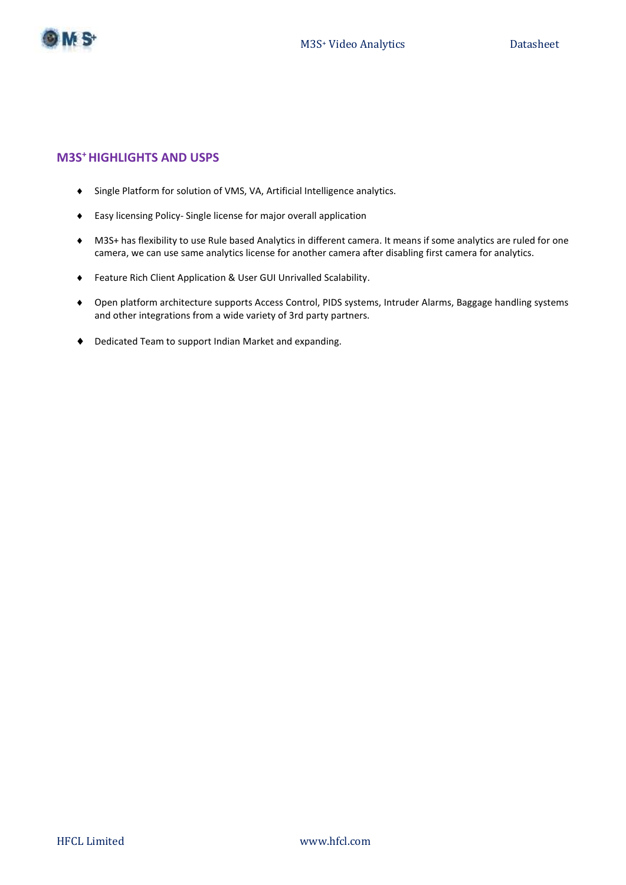## M3S+ HIGHLIGHTS AND USPS

- Single Platform for solution of VMS, VA, Artificial Intelligence analytics.
- Easy licensing Policy- Single license for major overall application
- M3S+ has flexibility to use Rule based Analytics in different camera. It means if some analytics are ruled for one camera, we can use same analytics license for another camera after disabling first camera for analytics.
- Feature Rich Client Application & User GUI Unrivalled Scalability.
- Open platform architecture supports Access Control, PIDS systems, Intruder Alarms, Baggage handling systems and other integrations from a wide variety of 3rd party partners.
- Dedicated Team to support Indian Market and expanding.